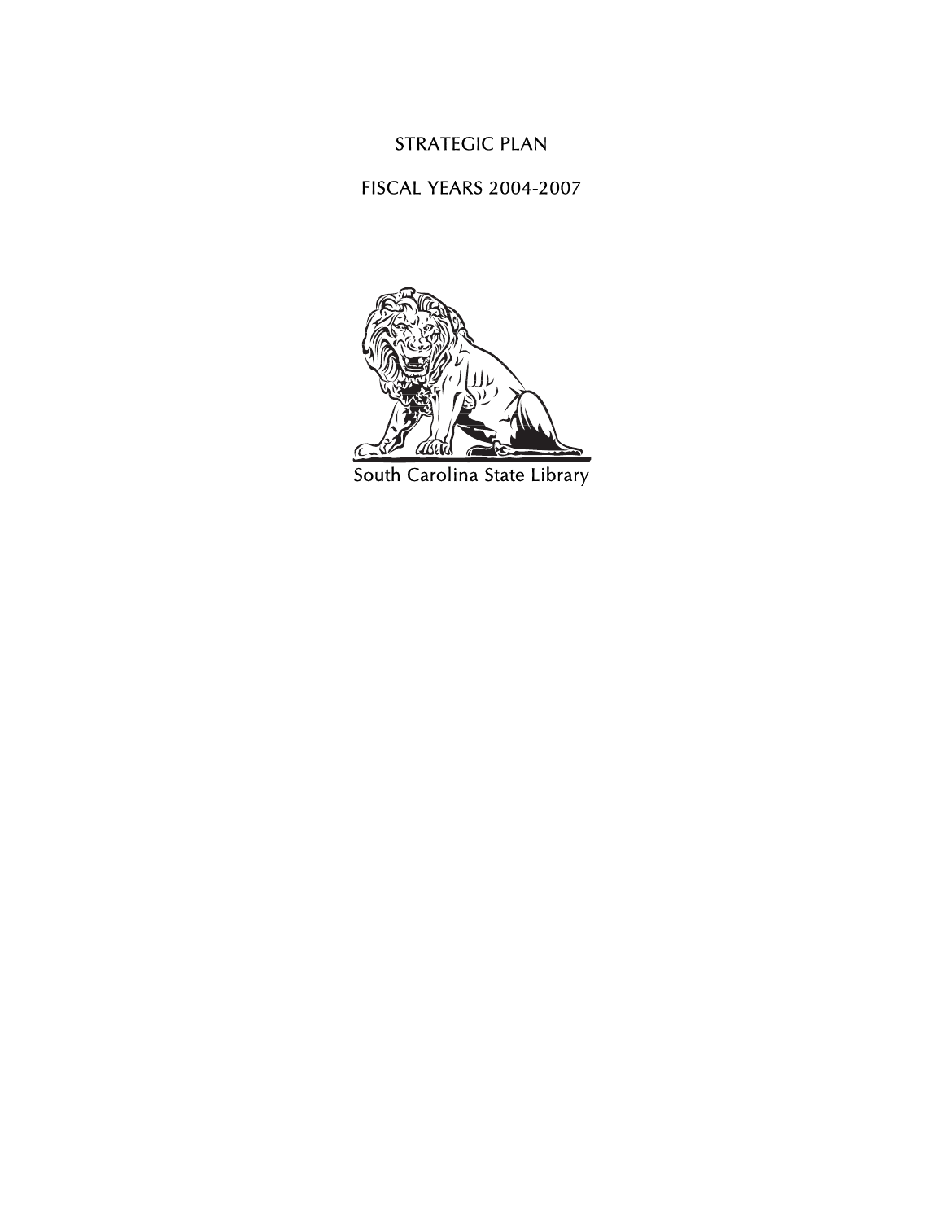# STRATEGIC PLAN

## FISCAL YEARS 2004-2007

South Carolina State Library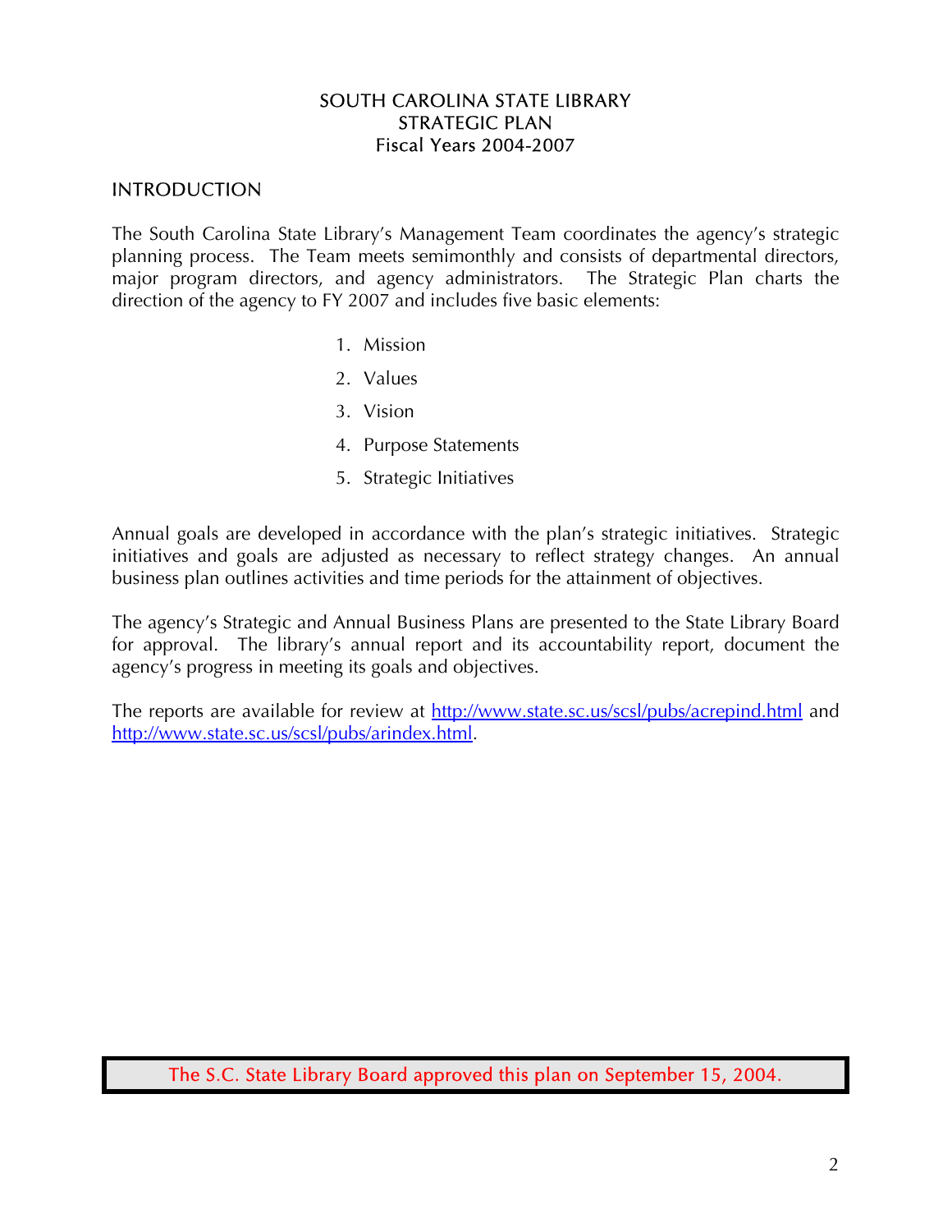# SOUTH CAROLINA STATE LIBRARY
# STRATEGIC PLAN
# Fiscal Years 2004-2007

## INTRODUCTION

The South Carolina State Library's Management Team coordinates the agency's strategic planning process. The Team meets semimonthly and consists of departmental directors, major program directors, and agency administrators. The Strategic Plan charts the direction of the agency to FY 2007 and includes five basic elements:

1. Mission
2. Values
3. Vision
4. Purpose Statements
5. Strategic Initiatives

Annual goals are developed in accordance with the plan's strategic initiatives. Strategic initiatives and goals are adjusted as necessary to reflect strategy changes. An annual business plan outlines activities and time periods for the attainment of objectives.

The agency's Strategic and Annual Business Plans are presented to the State Library Board for approval. The library's annual report and its accountability report, document the agency's progress in meeting its goals and objectives.

The reports are available for review at http://www.state.sc.us/scsl/pubs/acrepind.html and http://www.state.sc.us/scsl/pubs/arindex.html.

The S.C. State Library Board approved this plan on September 15, 2004.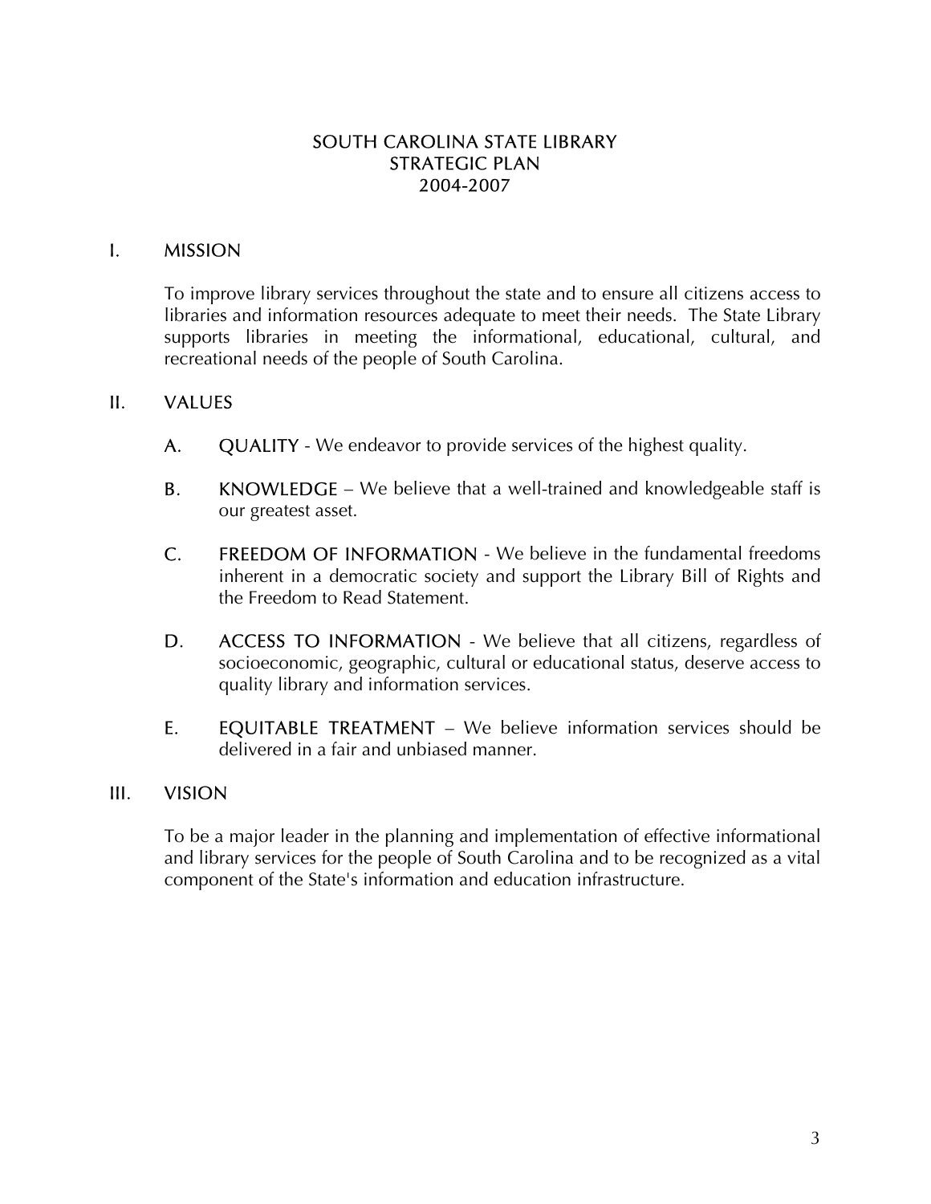# SOUTH CAROLINA STATE LIBRARY
# STRATEGIC PLAN
# 2004-2007

## I. MISSION

To improve library services throughout the state and to ensure all citizens access to libraries and information resources adequate to meet their needs. The State Library supports libraries in meeting the informational, educational, cultural, and recreational needs of the people of South Carolina.

## II. VALUES

A. QUALITY - We endeavor to provide services of the highest quality.

B. KNOWLEDGE – We believe that a well-trained and knowledgeable staff is our greatest asset.

C. FREEDOM OF INFORMATION - We believe in the fundamental freedoms inherent in a democratic society and support the Library Bill of Rights and the Freedom to Read Statement.

D. ACCESS TO INFORMATION - We believe that all citizens, regardless of socioeconomic, geographic, cultural or educational status, deserve access to quality library and information services.

E. EQUITABLE TREATMENT – We believe information services should be delivered in a fair and unbiased manner.

## III. VISION

To be a major leader in the planning and implementation of effective informational and library services for the people of South Carolina and to be recognized as a vital component of the State's information and education infrastructure.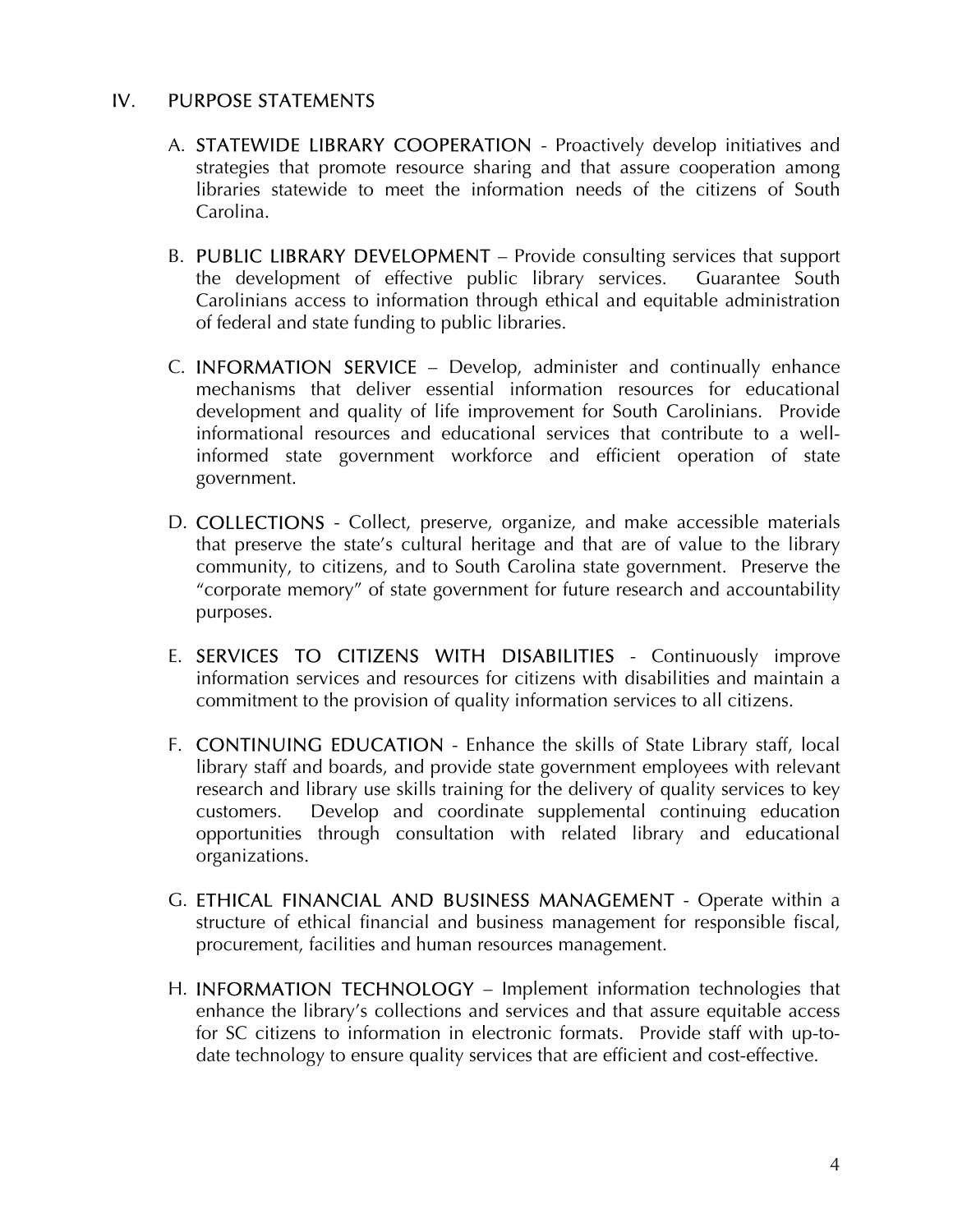## IV. PURPOSE STATEMENTS

A. STATEWIDE LIBRARY COOPERATION - Proactively develop initiatives and strategies that promote resource sharing and that assure cooperation among libraries statewide to meet the information needs of the citizens of South Carolina.

B. PUBLIC LIBRARY DEVELOPMENT – Provide consulting services that support the development of effective public library services. Guarantee South Carolinians access to information through ethical and equitable administration of federal and state funding to public libraries.

C. INFORMATION SERVICE – Develop, administer and continually enhance mechanisms that deliver essential information resources for educational development and quality of life improvement for South Carolinians. Provide informational resources and educational services that contribute to a well-informed state government workforce and efficient operation of state government.

D. COLLECTIONS - Collect, preserve, organize, and make accessible materials that preserve the state's cultural heritage and that are of value to the library community, to citizens, and to South Carolina state government. Preserve the "corporate memory" of state government for future research and accountability purposes.

E. SERVICES TO CITIZENS WITH DISABILITIES - Continuously improve information services and resources for citizens with disabilities and maintain a commitment to the provision of quality information services to all citizens.

F. CONTINUING EDUCATION - Enhance the skills of State Library staff, local library staff and boards, and provide state government employees with relevant research and library use skills training for the delivery of quality services to key customers. Develop and coordinate supplemental continuing education opportunities through consultation with related library and educational organizations.

G. ETHICAL FINANCIAL AND BUSINESS MANAGEMENT - Operate within a structure of ethical financial and business management for responsible fiscal, procurement, facilities and human resources management.

H. INFORMATION TECHNOLOGY – Implement information technologies that enhance the library's collections and services and that assure equitable access for SC citizens to information in electronic formats. Provide staff with up-to-date technology to ensure quality services that are efficient and cost-effective.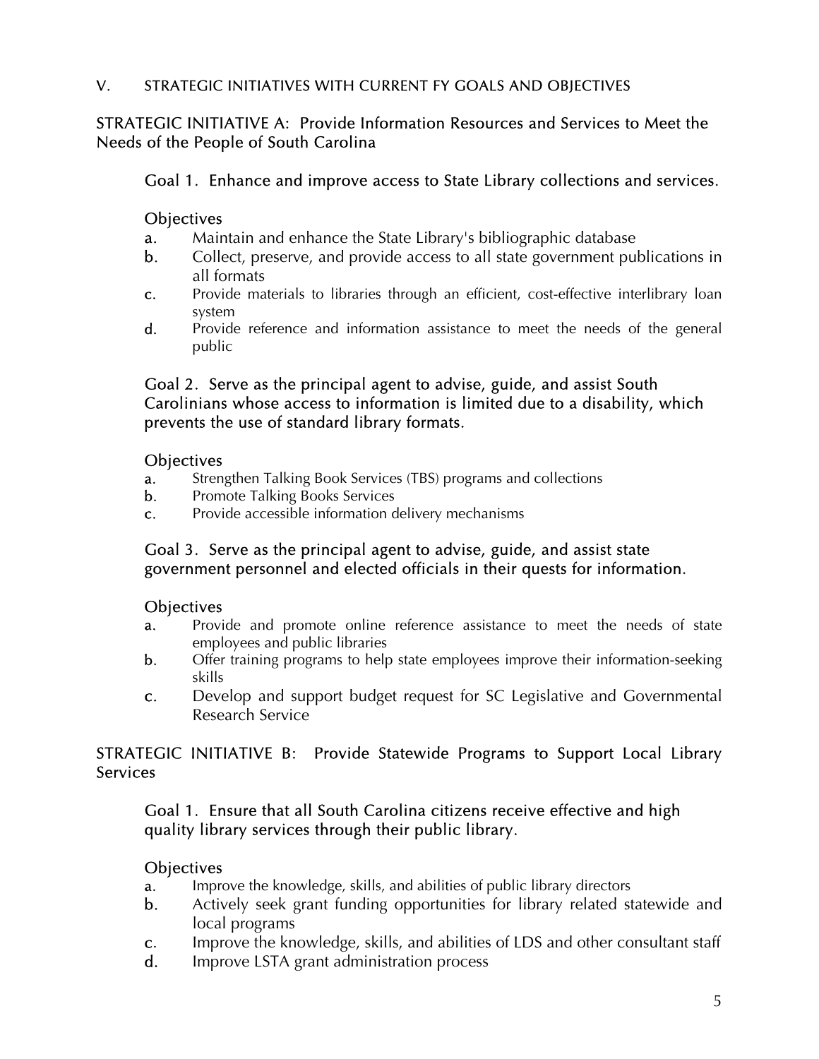## V. STRATEGIC INITIATIVES WITH CURRENT FY GOALS AND OBJECTIVES

### STRATEGIC INITIATIVE A: Provide Information Resources and Services to Meet the Needs of the People of South Carolina

Goal 1. Enhance and improve access to State Library collections and services.

Objectives

a. Maintain and enhance the State Library's bibliographic database
b. Collect, preserve, and provide access to all state government publications in all formats
c. Provide materials to libraries through an efficient, cost-effective interlibrary loan system
d. Provide reference and information assistance to meet the needs of the general public

Goal 2. Serve as the principal agent to advise, guide, and assist South Carolinians whose access to information is limited due to a disability, which prevents the use of standard library formats.

Objectives

a. Strengthen Talking Book Services (TBS) programs and collections
b. Promote Talking Books Services
c. Provide accessible information delivery mechanisms

Goal 3. Serve as the principal agent to advise, guide, and assist state government personnel and elected officials in their quests for information.

Objectives

a. Provide and promote online reference assistance to meet the needs of state employees and public libraries
b. Offer training programs to help state employees improve their information-seeking skills
c. Develop and support budget request for SC Legislative and Governmental Research Service

### STRATEGIC INITIATIVE B: Provide Statewide Programs to Support Local Library Services

Goal 1. Ensure that all South Carolina citizens receive effective and high quality library services through their public library.

Objectives

a. Improve the knowledge, skills, and abilities of public library directors
b. Actively seek grant funding opportunities for library related statewide and local programs
c. Improve the knowledge, skills, and abilities of LDS and other consultant staff
d. Improve LSTA grant administration process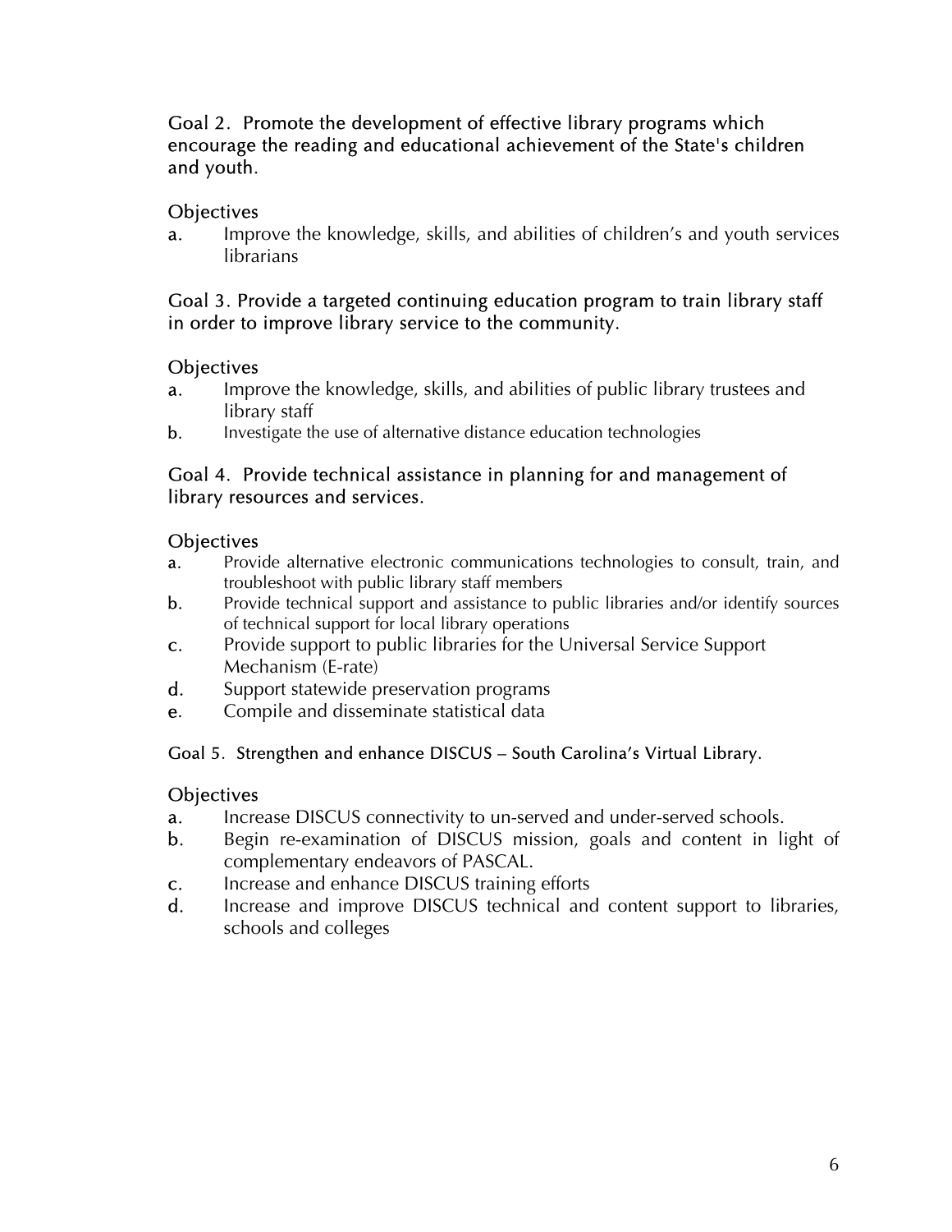Goal 2. Promote the development of effective library programs which encourage the reading and educational achievement of the State's children and youth.

Objectives

a. Improve the knowledge, skills, and abilities of children's and youth services librarians

Goal 3. Provide a targeted continuing education program to train library staff in order to improve library service to the community.

Objectives

a. Improve the knowledge, skills, and abilities of public library trustees and library staff
b. Investigate the use of alternative distance education technologies

Goal 4. Provide technical assistance in planning for and management of library resources and services.

Objectives

a. Provide alternative electronic communications technologies to consult, train, and troubleshoot with public library staff members
b. Provide technical support and assistance to public libraries and/or identify sources of technical support for local library operations
c. Provide support to public libraries for the Universal Service Support Mechanism (E-rate)
d. Support statewide preservation programs
e. Compile and disseminate statistical data

Goal 5. Strengthen and enhance DISCUS – South Carolina's Virtual Library.

Objectives

a. Increase DISCUS connectivity to un-served and under-served schools.
b. Begin re-examination of DISCUS mission, goals and content in light of complementary endeavors of PASCAL.
c. Increase and enhance DISCUS training efforts
d. Increase and improve DISCUS technical and content support to libraries, schools and colleges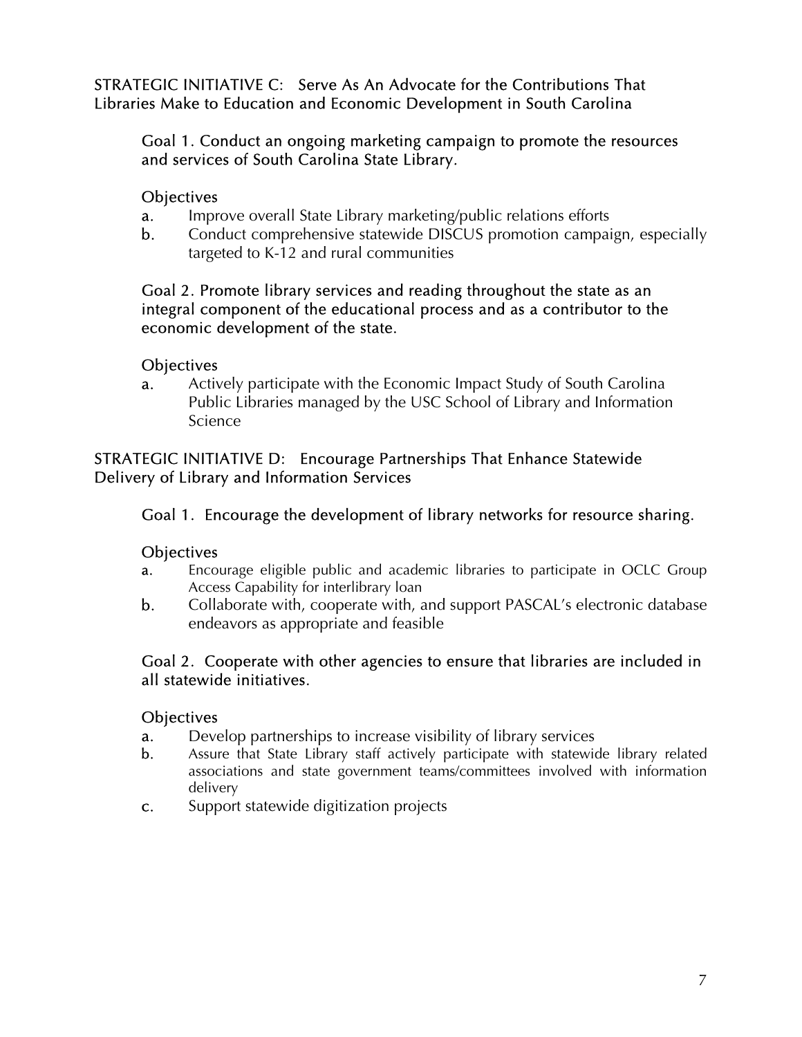## STRATEGIC INITIATIVE C: Serve As An Advocate for the Contributions That Libraries Make to Education and Economic Development in South Carolina

### Goal 1. Conduct an ongoing marketing campaign to promote the resources and services of South Carolina State Library.

Objectives

a. Improve overall State Library marketing/public relations efforts
b. Conduct comprehensive statewide DISCUS promotion campaign, especially targeted to K-12 and rural communities

### Goal 2. Promote library services and reading throughout the state as an integral component of the educational process and as a contributor to the economic development of the state.

Objectives

a. Actively participate with the Economic Impact Study of South Carolina Public Libraries managed by the USC School of Library and Information Science

## STRATEGIC INITIATIVE D: Encourage Partnerships That Enhance Statewide Delivery of Library and Information Services

### Goal 1. Encourage the development of library networks for resource sharing.

Objectives

a. Encourage eligible public and academic libraries to participate in OCLC Group Access Capability for interlibrary loan
b. Collaborate with, cooperate with, and support PASCAL's electronic database endeavors as appropriate and feasible

### Goal 2. Cooperate with other agencies to ensure that libraries are included in all statewide initiatives.

Objectives

a. Develop partnerships to increase visibility of library services
b. Assure that State Library staff actively participate with statewide library related associations and state government teams/committees involved with information delivery
c. Support statewide digitization projects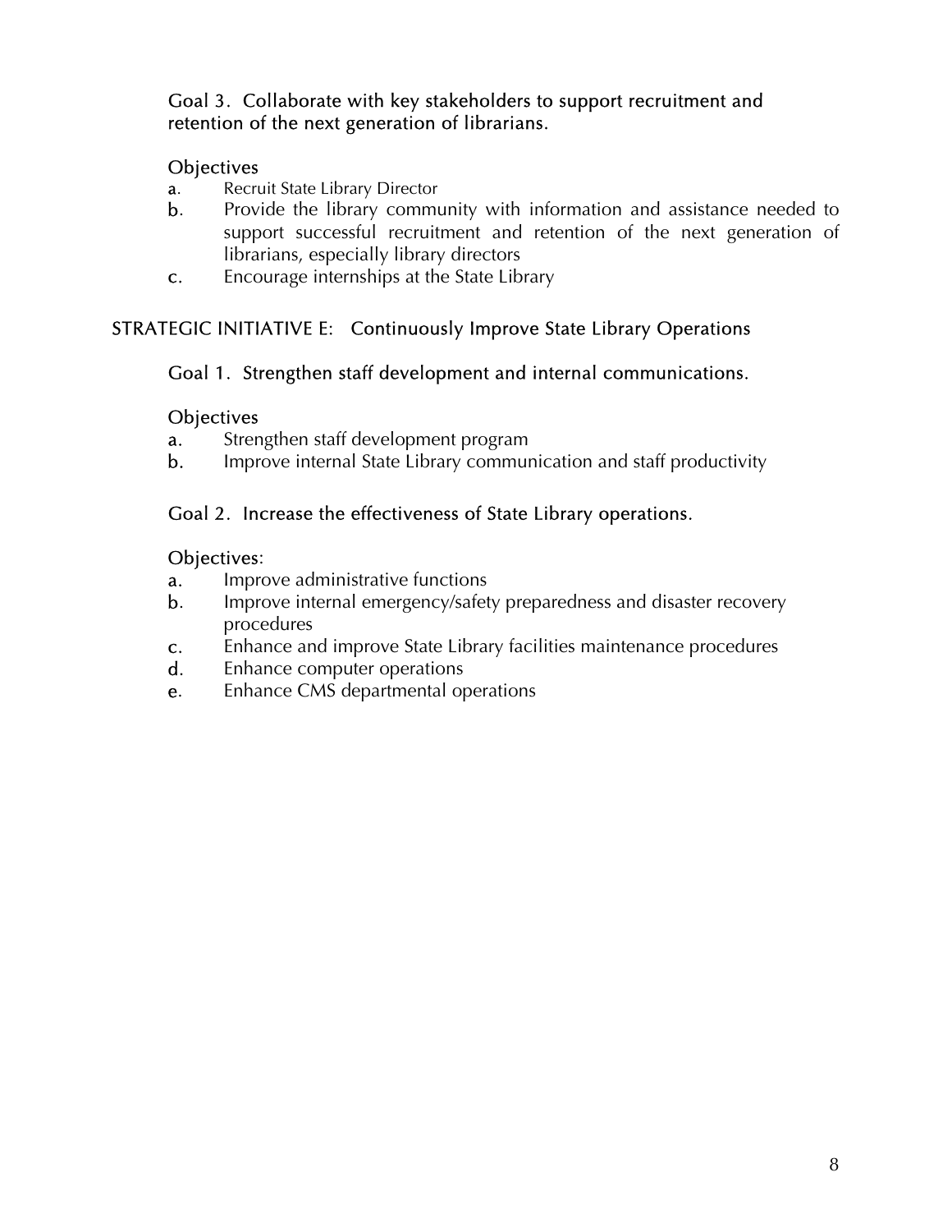### Goal 3. Collaborate with key stakeholders to support recruitment and retention of the next generation of librarians.

Objectives

a. Recruit State Library Director

b. Provide the library community with information and assistance needed to support successful recruitment and retention of the next generation of librarians, especially library directors

c. Encourage internships at the State Library

## STRATEGIC INITIATIVE E: Continuously Improve State Library Operations

### Goal 1. Strengthen staff development and internal communications.

Objectives

a. Strengthen staff development program

b. Improve internal State Library communication and staff productivity

### Goal 2. Increase the effectiveness of State Library operations.

Objectives:

a. Improve administrative functions

b. Improve internal emergency/safety preparedness and disaster recovery procedures

c. Enhance and improve State Library facilities maintenance procedures

d. Enhance computer operations

e. Enhance CMS departmental operations